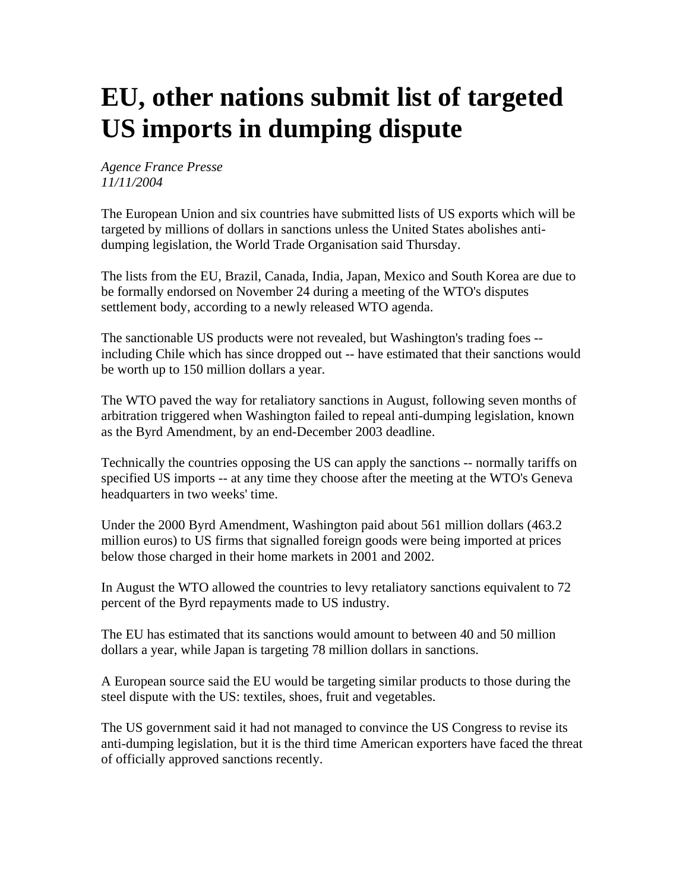# EU, other nations submit list of targeted US imports in dumping dispute

*Agence France Presse*
*11/11/2004*

The European Union and six countries have submitted lists of US exports which will be targeted by millions of dollars in sanctions unless the United States abolishes anti-dumping legislation, the World Trade Organisation said Thursday.

The lists from the EU, Brazil, Canada, India, Japan, Mexico and South Korea are due to be formally endorsed on November 24 during a meeting of the WTO's disputes settlement body, according to a newly released WTO agenda.

The sanctionable US products were not revealed, but Washington's trading foes -- including Chile which has since dropped out -- have estimated that their sanctions would be worth up to 150 million dollars a year.

The WTO paved the way for retaliatory sanctions in August, following seven months of arbitration triggered when Washington failed to repeal anti-dumping legislation, known as the Byrd Amendment, by an end-December 2003 deadline.

Technically the countries opposing the US can apply the sanctions -- normally tariffs on specified US imports -- at any time they choose after the meeting at the WTO's Geneva headquarters in two weeks' time.

Under the 2000 Byrd Amendment, Washington paid about 561 million dollars (463.2 million euros) to US firms that signalled foreign goods were being imported at prices below those charged in their home markets in 2001 and 2002.

In August the WTO allowed the countries to levy retaliatory sanctions equivalent to 72 percent of the Byrd repayments made to US industry.

The EU has estimated that its sanctions would amount to between 40 and 50 million dollars a year, while Japan is targeting 78 million dollars in sanctions.

A European source said the EU would be targeting similar products to those during the steel dispute with the US: textiles, shoes, fruit and vegetables.

The US government said it had not managed to convince the US Congress to revise its anti-dumping legislation, but it is the third time American exporters have faced the threat of officially approved sanctions recently.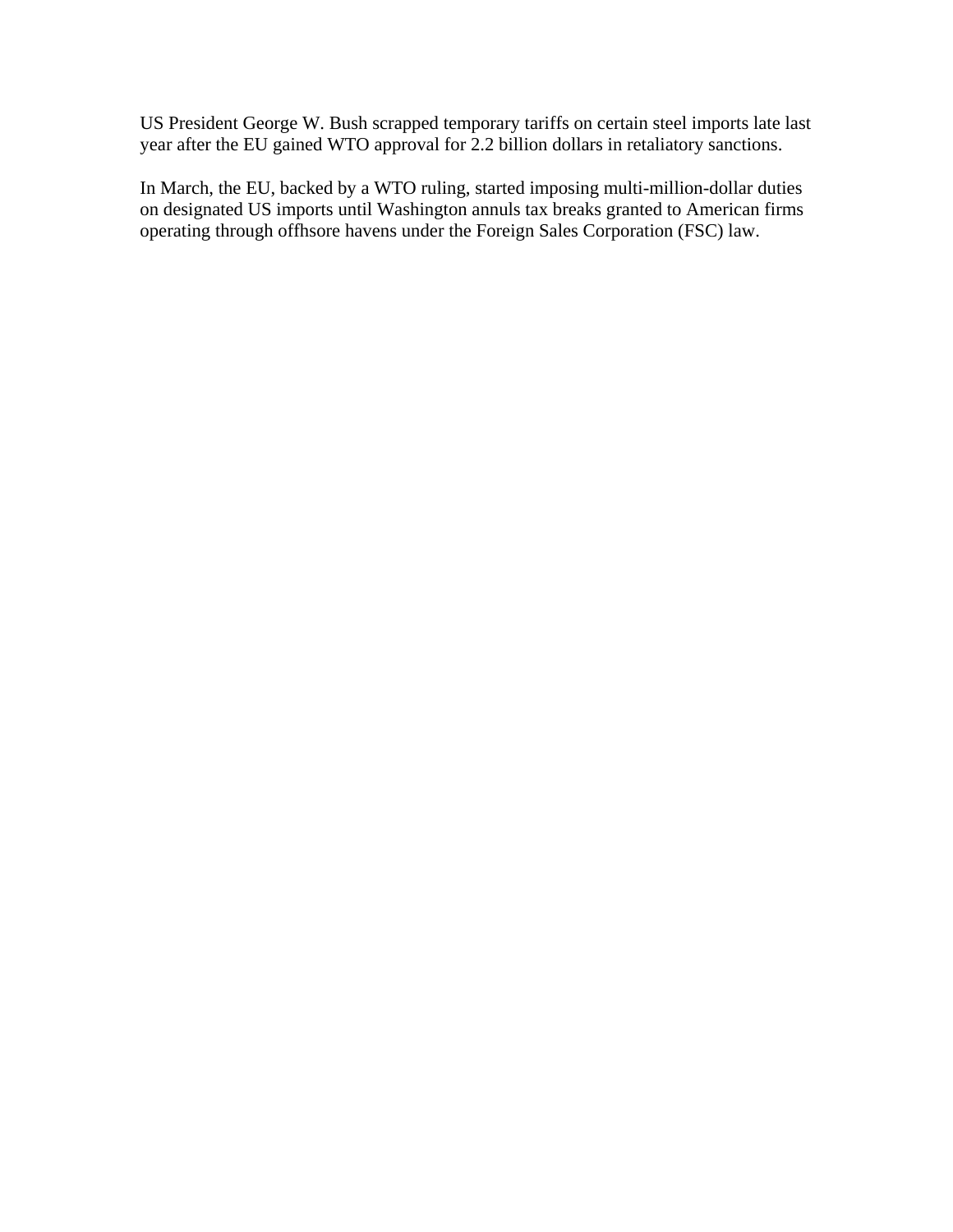US President George W. Bush scrapped temporary tariffs on certain steel imports late last year after the EU gained WTO approval for 2.2 billion dollars in retaliatory sanctions.

In March, the EU, backed by a WTO ruling, started imposing multi-million-dollar duties on designated US imports until Washington annuls tax breaks granted to American firms operating through offhsore havens under the Foreign Sales Corporation (FSC) law.